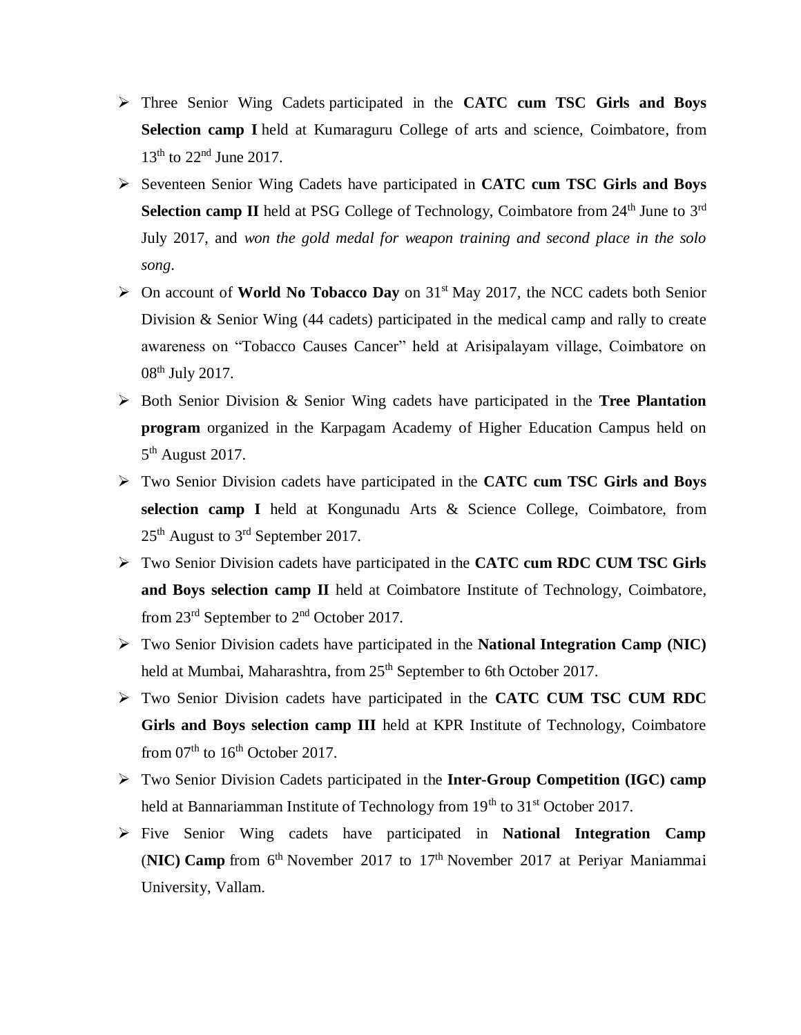- Three Senior Wing Cadets participated in the **CATC cum TSC Girls and Boys Selection camp I** held at Kumaraguru College of arts and science, Coimbatore, from 13th to 22nd June 2017.
- Seventeen Senior Wing Cadets have participated in **CATC cum TSC Girls and Boys Selection camp II** held at PSG College of Technology, Coimbatore from 24th June to 3rd July 2017, and *won the gold medal for weapon training and second place in the solo song*.
- On account of **World No Tobacco Day** on 31st May 2017, the NCC cadets both Senior Division & Senior Wing (44 cadets) participated in the medical camp and rally to create awareness on "Tobacco Causes Cancer" held at Arisipalayam village, Coimbatore on 08th July 2017.
- Both Senior Division & Senior Wing cadets have participated in the **Tree Plantation program** organized in the Karpagam Academy of Higher Education Campus held on 5th August 2017.
- Two Senior Division cadets have participated in the **CATC cum TSC Girls and Boys selection camp I** held at Kongunadu Arts & Science College, Coimbatore, from 25th August to 3rd September 2017.
- Two Senior Division cadets have participated in the **CATC cum RDC CUM TSC Girls and Boys selection camp II** held at Coimbatore Institute of Technology, Coimbatore, from 23rd September to 2nd October 2017.
- Two Senior Division cadets have participated in the **National Integration Camp (NIC)** held at Mumbai, Maharashtra, from 25th September to 6th October 2017.
- Two Senior Division cadets have participated in the **CATC CUM TSC CUM RDC Girls and Boys selection camp III** held at KPR Institute of Technology, Coimbatore from 07th to 16th October 2017.
- Two Senior Division Cadets participated in the **Inter-Group Competition (IGC) camp** held at Bannariamman Institute of Technology from 19th to 31st October 2017.
- Five Senior Wing cadets have participated in **National Integration Camp** (**NIC) Camp** from 6th November 2017 to 17th November 2017 at Periyar Maniammai University, Vallam.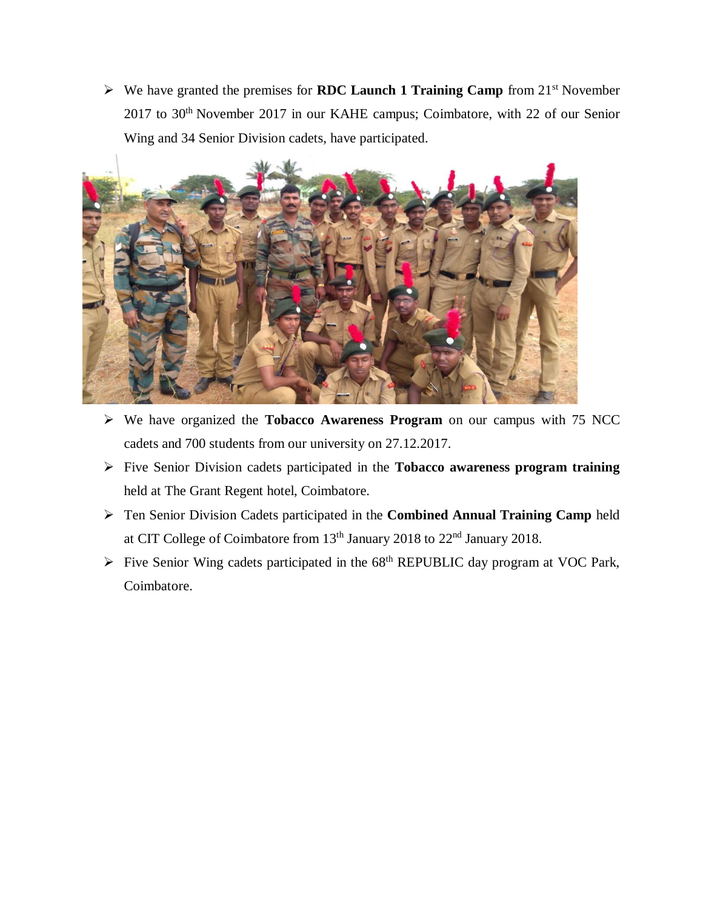- We have granted the premises for **RDC Launch 1 Training Camp** from 21st November 2017 to 30th November 2017 in our KAHE campus; Coimbatore, with 22 of our Senior Wing and 34 Senior Division cadets, have participated.

- We have organized the **Tobacco Awareness Program** on our campus with 75 NCC cadets and 700 students from our university on 27.12.2017.
- Five Senior Division cadets participated in the **Tobacco awareness program training** held at The Grant Regent hotel, Coimbatore.
- Ten Senior Division Cadets participated in the **Combined Annual Training Camp** held at CIT College of Coimbatore from 13th January 2018 to 22nd January 2018.
- Five Senior Wing cadets participated in the 68th REPUBLIC day program at VOC Park, Coimbatore.